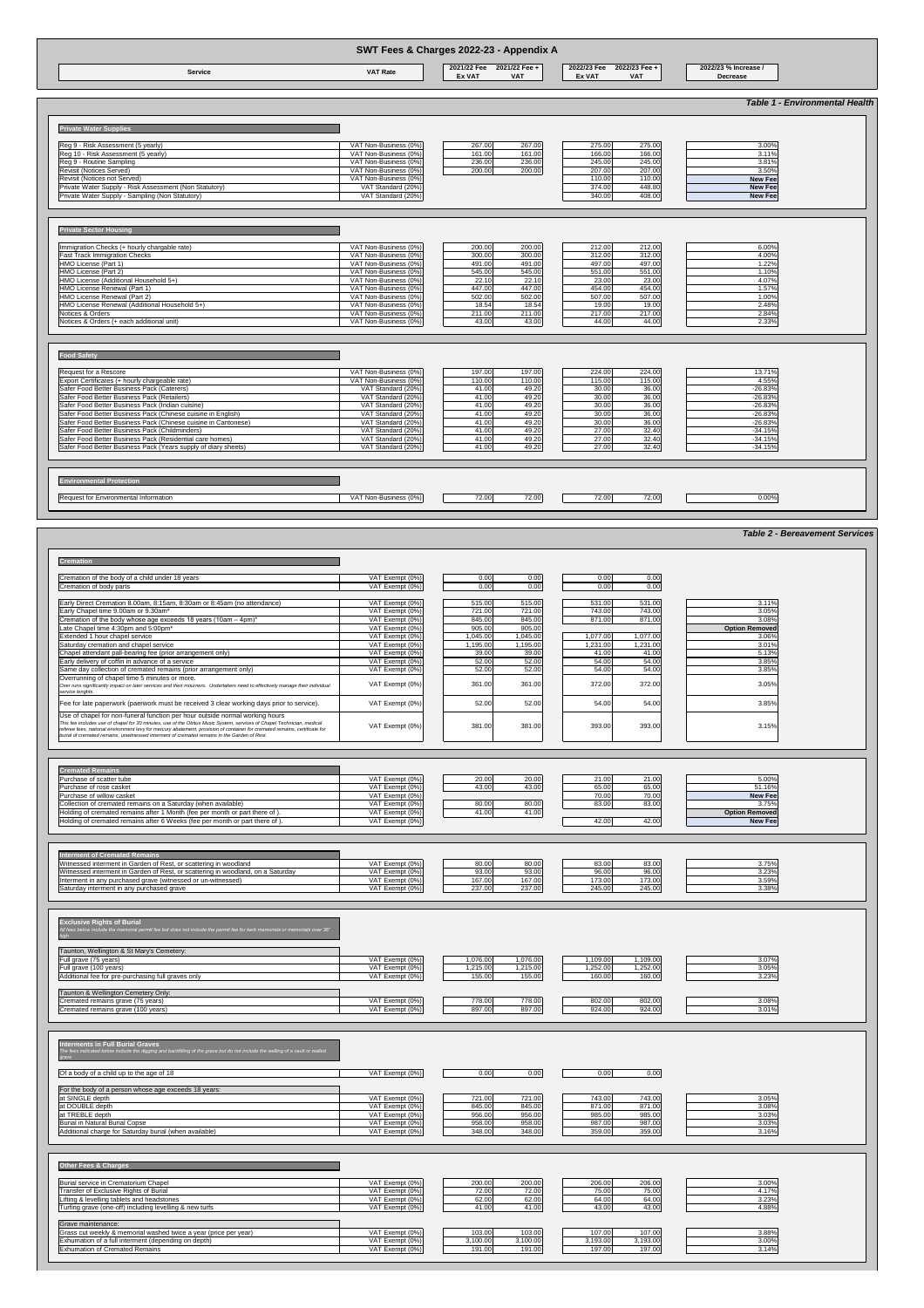# SWT Fees & Charges 2022-23 - Appendix A

| Service | VAT Rate | 2021/22 Fee Ex VAT | 2021/22 Fee + VAT | 2022/23 Fee Ex VAT | 2022/23 Fee + VAT | 2022/23 % Increase / Decrease |
|---|---|---|---|---|---|---|

## Table 1 - Environmental Health

### Private Water Supplies

| Service | VAT Rate | 2021/22 Fee Ex VAT | 2021/22 Fee + VAT | 2022/23 Fee Ex VAT | 2022/23 Fee + VAT | 2022/23 % Increase / Decrease |
|---|---|---|---|---|---|---|
| Reg 9 - Risk Assessment (5 yearly) | VAT Non-Business (0%) | 267.00 | 267.00 | 275.00 | 275.00 | 3.00% |
| Reg 10 - Risk Assessment (5 yearly) | VAT Non-Business (0%) | 161.00 | 161.00 | 166.00 | 166.00 | 3.11% |
| Reg 9 - Routine Sampling | VAT Non-Business (0%) | 236.00 | 236.00 | 245.00 | 245.00 | 3.81% |
| Revisit (Notices Served) | VAT Non-Business (0%) | 200.00 | 200.00 | 207.00 | 207.00 | 3.50% |
| Revisit (Notices not Served) | VAT Non-Business (0%) | | | 110.00 | 110.00 | **New Fee** |
| Private Water Supply - Risk Assessment (Non Statutory) | VAT Standard (20%) | | | 374.00 | 448.80 | **New Fee** |
| Private Water Supply - Sampling (Non Statutory) | VAT Standard (20%) | | | 340.00 | 408.00 | **New Fee** |

### Private Sector Housing

| Service | VAT Rate | 2021/22 Fee Ex VAT | 2021/22 Fee + VAT | 2022/23 Fee Ex VAT | 2022/23 Fee + VAT | 2022/23 % Increase / Decrease |
|---|---|---|---|---|---|---|
| Immigration Checks (+ hourly chargable rate) | VAT Non-Business (0%) | 200.00 | 200.00 | 212.00 | 212.00 | 6.00% |
| Fast Track Immigration Checks | VAT Non-Business (0%) | 300.00 | 300.00 | 312.00 | 312.00 | 4.00% |
| HMO License (Part 1) | VAT Non-Business (0%) | 491.00 | 491.00 | 497.00 | 497.00 | 1.22% |
| HMO License (Part 2) | VAT Non-Business (0%) | 545.00 | 545.00 | 551.00 | 551.00 | 1.10% |
| HMO License (Additional Household 5+) | VAT Non-Business (0%) | 22.10 | 22.10 | 23.00 | 23.00 | 4.07% |
| HMO License Renewal (Part 1) | VAT Non-Business (0%) | 447.00 | 447.00 | 454.00 | 454.00 | 1.57% |
| HMO License Renewal (Part 2) | VAT Non-Business (0%) | 502.00 | 502.00 | 507.00 | 507.00 | 1.00% |
| HMO License Renewal (Additional Household 5+) | VAT Non-Business (0%) | 18.54 | 18.54 | 19.00 | 19.00 | 2.48% |
| Notices & Orders | VAT Non-Business (0%) | 211.00 | 211.00 | 217.00 | 217.00 | 2.84% |
| Notices & Orders (+ each additional unit) | VAT Non-Business (0%) | 43.00 | 43.00 | 44.00 | 44.00 | 2.33% |

### Food Safety

| Service | VAT Rate | 2021/22 Fee Ex VAT | 2021/22 Fee + VAT | 2022/23 Fee Ex VAT | 2022/23 Fee + VAT | 2022/23 % Increase / Decrease |
|---|---|---|---|---|---|---|
| Request for a Rescore | VAT Non-Business (0%) | 197.00 | 197.00 | 224.00 | 224.00 | 13.71% |
| Export Certificates (+ hourly chargeable rate) | VAT Non-Business (0%) | 110.00 | 110.00 | 115.00 | 115.00 | 4.55% |
| Safer Food Better Business Pack (Caterers) | VAT Standard (20%) | 41.00 | 49.20 | 30.00 | 36.00 | -26.83% |
| Safer Food Better Business Pack (Retailers) | VAT Standard (20%) | 41.00 | 49.20 | 30.00 | 36.00 | -26.83% |
| Safer Food Better Business Pack (Indian cuisine) | VAT Standard (20%) | 41.00 | 49.20 | 30.00 | 36.00 | -26.83% |
| Safer Food Better Business Pack (Chinese cuisine in English) | VAT Standard (20%) | 41.00 | 49.20 | 30.00 | 36.00 | -26.83% |
| Safer Food Better Business Pack (Chinese cuisine in Cantonese) | VAT Standard (20%) | 41.00 | 49.20 | 30.00 | 36.00 | -26.83% |
| Safer Food Better Business Pack (Childminders) | VAT Standard (20%) | 41.00 | 49.20 | 27.00 | 32.40 | -34.15% |
| Safer Food Better Business Pack (Residential care homes) | VAT Standard (20%) | 41.00 | 49.20 | 27.00 | 32.40 | -34.15% |
| Safer Food Better Business Pack (Years supply of diary sheets) | VAT Standard (20%) | 41.00 | 49.20 | 27.00 | 32.40 | -34.15% |

### Environmental Protection

| Service | VAT Rate | 2021/22 Fee Ex VAT | 2021/22 Fee + VAT | 2022/23 Fee Ex VAT | 2022/23 Fee + VAT | 2022/23 % Increase / Decrease |
|---|---|---|---|---|---|---|
| Request for Environmental Information | VAT Non-Business (0%) | 72.00 | 72.00 | 72.00 | 72.00 | 0.00% |

## Table 2 - Bereavement Services

### Cremation

| Service | VAT Rate | 2021/22 Fee Ex VAT | 2021/22 Fee + VAT | 2022/23 Fee Ex VAT | 2022/23 Fee + VAT | 2022/23 % Increase / Decrease |
|---|---|---|---|---|---|---|
| Cremation of the body of a child under 18 years | VAT Exempt (0%) | 0.00 | 0.00 | 0.00 | 0.00 | |
| Cremation of body parts | VAT Exempt (0%) | 0.00 | 0.00 | 0.00 | 0.00 | |
| Early Direct Cremation 8.00am, 8:15am, 8:30am or 8:45am (no attendance) | VAT Exempt (0%) | 515.00 | 515.00 | 531.00 | 531.00 | 3.11% |
| Early Chapel time 9.00am or 9.30am* | VAT Exempt (0%) | 721.00 | 721.00 | 743.00 | 743.00 | 3.05% |
| Cremation of the body whose age exceeds 18 years (10am – 4pm)* | VAT Exempt (0%) | 845.00 | 845.00 | 871.00 | 871.00 | 3.08% |
| Late Chapel time 4:30pm and 5:00pm* | VAT Exempt (0%) | 905.00 | 905.00 | | | **Option Removed** |
| Extended 1 hour chapel service | VAT Exempt (0%) | 1,045.00 | 1,045.00 | 1,077.00 | 1,077.00 | 3.06% |
| Saturday cremation and chapel service | VAT Exempt (0%) | 1,195.00 | 1,195.00 | 1,231.00 | 1,231.00 | 3.01% |
| Chapel attendant pall-bearing fee (prior arrangement only) | VAT Exempt (0%) | 39.00 | 39.00 | 41.00 | 41.00 | 5.13% |
| Early delivery of coffin in advance of a service | VAT Exempt (0%) | 52.00 | 52.00 | 54.00 | 54.00 | 3.85% |
| Same day collection of cremated remains (prior arrangement only) | VAT Exempt (0%) | 52.00 | 52.00 | 54.00 | 54.00 | 3.85% |
| Overrunning of chapel time 5 minutes or more. *Over runs significantly impact on later services and their mourners. Undertakers need to effectively manage their individual service lengths.* | VAT Exempt (0%) | 361.00 | 361.00 | 372.00 | 372.00 | 3.05% |
| Fee for late paperwork (paerwork must be received 3 clear working days prior to service). | VAT Exempt (0%) | 52.00 | 52.00 | 54.00 | 54.00 | 3.85% |
| Use of chapel for non-funeral function per hour outside normal working hours *This fee includes use of chapel for 30 minutes, use of the Obitus Music System, services of Chapel Technician, medical referee fees, national environment levy for mercury abatement, provision of container for cremated remains, certificate for burial of cremated remains, unwitnessed interment of cremated remains in the Garden of Rest.* | VAT Exempt (0%) | 381.00 | 381.00 | 393.00 | 393.00 | 3.15% |

### Cremated Remains

| Service | VAT Rate | 2021/22 Fee Ex VAT | 2021/22 Fee + VAT | 2022/23 Fee Ex VAT | 2022/23 Fee + VAT | 2022/23 % Increase / Decrease |
|---|---|---|---|---|---|---|
| Purchase of scatter tube | VAT Exempt (0%) | 20.00 | 20.00 | 21.00 | 21.00 | 5.00% |
| Purchase of rose casket | VAT Exempt (0%) | 43.00 | 43.00 | 65.00 | 65.00 | 51.16% |
| Purchase of willow casket | VAT Exempt (0%) | | | 70.00 | 70.00 | **New Fee** |
| Collection of cremated remains on a Saturday (when available) | VAT Exempt (0%) | 80.00 | 80.00 | 83.00 | 83.00 | 3.75% |
| Holding of cremated remains after 1 Month (fee per month or part there of ). | VAT Exempt (0%) | 41.00 | 41.00 | | | **Option Removed** |
| Holding of cremated remains after 6 Weeks (fee per month or part there of ). | VAT Exempt (0%) | | | 42.00 | 42.00 | **New Fee** |

### Interment of Cremated Remains

| Service | VAT Rate | 2021/22 Fee Ex VAT | 2021/22 Fee + VAT | 2022/23 Fee Ex VAT | 2022/23 Fee + VAT | 2022/23 % Increase / Decrease |
|---|---|---|---|---|---|---|
| Witnessed interment in Garden of Rest, or scattering in woodland | VAT Exempt (0%) | 80.00 | 80.00 | 83.00 | 83.00 | 3.75% |
| Witnessed interment in Garden of Rest, or scattering in woodland, on a Saturday | VAT Exempt (0%) | 93.00 | 93.00 | 96.00 | 96.00 | 3.23% |
| Interment in any purchased grave (witnessed or un-witnessed) | VAT Exempt (0%) | 167.00 | 167.00 | 173.00 | 173.00 | 3.59% |
| Saturday interment in any purchased grave | VAT Exempt (0%) | 237.00 | 237.00 | 245.00 | 245.00 | 3.38% |

### Exclusive Rights of Burial

*All fees below include the memorial permit fee but does not include the permit fee for kerb memorials or memorials over 36" high*

| Service | VAT Rate | 2021/22 Fee Ex VAT | 2021/22 Fee + VAT | 2022/23 Fee Ex VAT | 2022/23 Fee + VAT | 2022/23 % Increase / Decrease |
|---|---|---|---|---|---|---|
| **Taunton, Wellington & St Mary's Cemetery:** | | | | | | |
| Full grave (75 years) | VAT Exempt (0%) | 1,076.00 | 1,076.00 | 1,109.00 | 1,109.00 | 3.07% |
| Full grave (100 years) | VAT Exempt (0%) | 1,215.00 | 1,215.00 | 1,252.00 | 1,252.00 | 3.05% |
| Additional fee for pre-purchasing full graves only | VAT Exempt (0%) | 155.00 | 155.00 | 160.00 | 160.00 | 3.23% |
| **Taunton & Wellington Cemetery Only:** | | | | | | |
| Cremated remains grave (75 years) | VAT Exempt (0%) | 778.00 | 778.00 | 802.00 | 802.00 | 3.08% |
| Cremated remains grave (100 years) | VAT Exempt (0%) | 897.00 | 897.00 | 924.00 | 924.00 | 3.01% |

### Interments in Full Burial Graves

*The fees indicated below include the digging and backfilling of the grave but do not include the walling of a vault or walled grave*

| Service | VAT Rate | 2021/22 Fee Ex VAT | 2021/22 Fee + VAT | 2022/23 Fee Ex VAT | 2022/23 Fee + VAT | 2022/23 % Increase / Decrease |
|---|---|---|---|---|---|---|
| Of a body of a child up to the age of 18 | VAT Exempt (0%) | 0.00 | 0.00 | 0.00 | 0.00 | |
| **For the body of a person whose age exceeds 18 years:** | | | | | | |
| at SINGLE depth | VAT Exempt (0%) | 721.00 | 721.00 | 743.00 | 743.00 | 3.05% |
| at DOUBLE depth | VAT Exempt (0%) | 845.00 | 845.00 | 871.00 | 871.00 | 3.08% |
| at TREBLE depth | VAT Exempt (0%) | 956.00 | 956.00 | 985.00 | 985.00 | 3.03% |
| Burial in Natural Burial Copse | VAT Exempt (0%) | 958.00 | 958.00 | 987.00 | 987.00 | 3.03% |
| Additional charge for Saturday burial (when available) | VAT Exempt (0%) | 348.00 | 348.00 | 359.00 | 359.00 | 3.16% |

### Other Fees & Charges

| Service | VAT Rate | 2021/22 Fee Ex VAT | 2021/22 Fee + VAT | 2022/23 Fee Ex VAT | 2022/23 Fee + VAT | 2022/23 % Increase / Decrease |
|---|---|---|---|---|---|---|
| Burial service in Crematorium Chapel | VAT Exempt (0%) | 200.00 | 200.00 | 206.00 | 206.00 | 3.00% |
| Transfer of Exclusive Rights of Burial | VAT Exempt (0%) | 72.00 | 72.00 | 75.00 | 75.00 | 4.17% |
| Lifting & levelling tablets and headstones | VAT Exempt (0%) | 62.00 | 62.00 | 64.00 | 64.00 | 3.23% |
| Turfing grave (one-off) including levelling & new turfs | VAT Exempt (0%) | 41.00 | 41.00 | 43.00 | 43.00 | 4.88% |
| **Grave maintenance:** | | | | | | |
| Grass cut weekly & memorial washed twice a year (price per year) | VAT Exempt (0%) | 103.00 | 103.00 | 107.00 | 107.00 | 3.88% |
| Exhumation of a full interment (depending on depth) | VAT Exempt (0%) | 3,100.00 | 3,100.00 | 3,193.00 | 3,193.00 | 3.00% |
| Exhumation of Cremated Remains | VAT Exempt (0%) | 191.00 | 191.00 | 197.00 | 197.00 | 3.14% |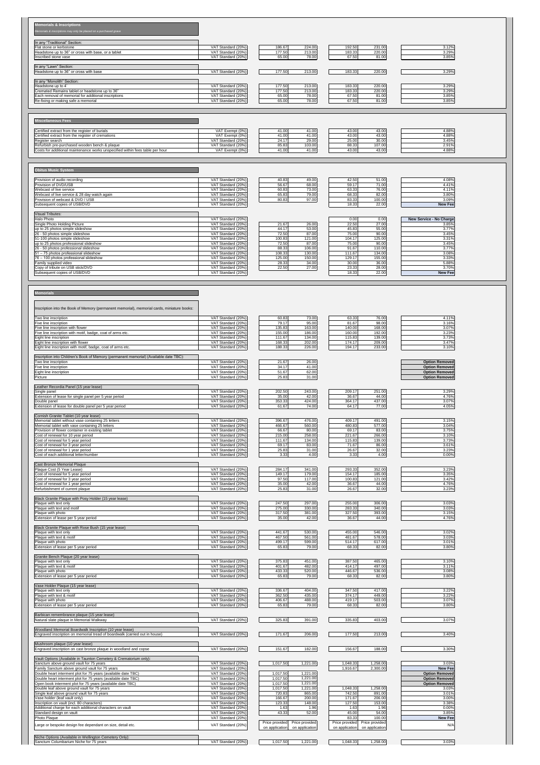## Memorials & Inscriptions

*Memorials & inscriptions may only be placed on a purchased grave*

| | VAT | Current (ex VAT) | Current (inc VAT) | Proposed (ex VAT) | Proposed (inc VAT) | % Change |
|---|---|---|---|---|---|---|
| **In any "Traditional" Section:** | | | | | | |
| Flat stone or kerbstone | VAT Standard (20%) | 186.67 | 224.00 | 192.50 | 231.00 | 3.12% |
| Headstone up to 36" or cross with base, or a tablet | VAT Standard (20%) | 177.50 | 213.00 | 183.33 | 220.00 | 3.29% |
| Inscribed stone vase | VAT Standard (20%) | 65.00 | 78.00 | 67.50 | 81.00 | 3.85% |
| **In any "Lawn" Section:** | | | | | | |
| Headstone up to 36" or cross with base | VAT Standard (20%) | 177.50 | 213.00 | 183.33 | 220.00 | 3.29% |
| **In any "Monolith" Section:** | | | | | | |
| Headstone up to 4' | VAT Standard (20%) | 177.50 | 213.00 | 183.33 | 220.00 | 3.29% |
| Cremated Remains tablet or headstone up to 36" | VAT Standard (20%) | 177.50 | 213.00 | 183.33 | 220.00 | 3.29% |
| Each removal of memorial for additional inscriptions | VAT Standard (20%) | 65.00 | 78.00 | 67.50 | 81.00 | 3.85% |
| Re-fixing or making safe a memorial | VAT Standard (20%) | 65.00 | 78.00 | 67.50 | 81.00 | 3.85% |

## Miscellaneous Fees

| | VAT | Current (ex VAT) | Current (inc VAT) | Proposed (ex VAT) | Proposed (inc VAT) | % Change |
|---|---|---|---|---|---|---|
| Certified extract from the register of burials | VAT Exempt (0%) | 41.00 | 41.00 | 43.00 | 43.00 | 4.88% |
| Certified extract from the register of cremations | VAT Exempt (0%) | 41.00 | 41.00 | 43.00 | 43.00 | 4.88% |
| Register search | VAT Standard (20%) | 24.17 | 29.00 | 25.00 | 30.00 | 3.45% |
| Refurbish pre-purchased wooden bench & plaque | VAT Standard (20%) | 85.83 | 103.00 | 88.33 | 107.00 | 2.91% |
| Costs for additional maintenance works unspecified within fees table per hour | VAT Exempt (0%) | 41.00 | 41.00 | 43.00 | 43.00 | 4.88% |

## Obitus Music System

| | VAT | Current (ex VAT) | Current (inc VAT) | Proposed (ex VAT) | Proposed (inc VAT) | % Change |
|---|---|---|---|---|---|---|
| Provision of audio recording | VAT Standard (20%) | 40.83 | 49.00 | 42.50 | 51.00 | 4.08% |
| Provision of DVD/USB | VAT Standard (20%) | 56.67 | 68.00 | 59.17 | 71.00 | 4.41% |
| Webcast of live service | VAT Standard (20%) | 60.83 | 73.00 | 63.33 | 76.00 | 4.11% |
| Webcast of live service & 28 day watch again | VAT Standard (20%) | 65.83 | 79.00 | 68.33 | 82.00 | 3.80% |
| Provision of webcast & DVD / USB | VAT Standard (20%) | 80.83 | 97.00 | 83.33 | 100.00 | 3.09% |
| Subsequent copies of USB/DVD | VAT Standard (20%) | | | 18.33 | 22.00 | **New Fee** |
| **Visual Tributes:** | | | | | | |
| Halo Photo | VAT Standard (20%) | | | 0.00 | 0.00 | **New Service - No Charge** |
| Single Photo Holding Picture | VAT Standard (20%) | 21.67 | 26.00 | 22.50 | 27.00 | 3.85% |
| up to 25 photos simple slideshow | VAT Standard (20%) | 44.17 | 53.00 | 45.83 | 55.00 | 3.77% |
| 26 - 50 photos simple slideshow | VAT Standard (20%) | 72.50 | 87.00 | 75.00 | 90.00 | 3.45% |
| 51-100 photos simple slideshow | VAT Standard (20%) | 100.83 | 121.00 | 104.17 | 125.00 | 3.31% |
| up to 25 photos professional slideshow | VAT Standard (20%) | 72.50 | 87.00 | 75.00 | 90.00 | 3.45% |
| 26 - 50 photos professional slideshow | VAT Standard (20%) | 88.33 | 106.00 | 91.67 | 110.00 | 3.77% |
| 51 – 75 photos professional slideshow | VAT Standard (20%) | 108.33 | 130.00 | 111.67 | 134.00 | 3.08% |
| 76 – 100 photos professional slideshow | VAT Standard (20%) | 125.00 | 150.00 | 129.17 | 155.00 | 3.33% |
| Family supplied video | VAT Standard (20%) | 28.33 | 34.00 | 30.00 | 36.00 | 5.88% |
| Copy of tribute on USB stick/DVD | VAT Standard (20%) | 22.50 | 27.00 | 23.33 | 28.00 | 3.70% |
| Subsequent copies of USB/DVD | VAT Standard (20%) | | | 18.33 | 22.00 | **New Fee** |

## Memorials

| | VAT | Current (ex VAT) | Current (inc VAT) | Proposed (ex VAT) | Proposed (inc VAT) | % Change |
|---|---|---|---|---|---|---|
| **Inscription into the Book of Memory (permanent memorial), memorial cards, miniature books:** | | | | | | |
| Two line inscription | VAT Standard (20%) | 60.83 | 73.00 | 63.33 | 76.00 | 4.11% |
| Five line inscription | VAT Standard (20%) | 79.17 | 95.00 | 81.67 | 98.00 | 3.16% |
| Five line inscription with flower | VAT Standard (20%) | 135.83 | 163.00 | 140.00 | 168.00 | 3.07% |
| Five line inscription with motif, badge, coat of arms etc. | VAT Standard (20%) | 155.00 | 186.00 | 160.00 | 192.00 | 3.23% |
| Eight line inscription | VAT Standard (20%) | 111.67 | 134.00 | 115.83 | 139.00 | 3.73% |
| Eight line inscription with flower | VAT Standard (20%) | 168.33 | 202.00 | 174.17 | 209.00 | 3.47% |
| Eight line inscription with motif, badge, coat of arms etc. | VAT Standard (20%) | 188.33 | 226.00 | 194.17 | 233.00 | 3.10% |
| **Inscription into Children's Book of Memory (permanent memorial) (Available date TBC):** | | | | | | |
| Two line inscription | VAT Standard (20%) | 21.67 | 26.00 | | | **Option Removed** |
| Five line inscription | VAT Standard (20%) | 34.17 | 41.00 | | | **Option Removed** |
| Eight line inscription | VAT Standard (20%) | 51.67 | 62.00 | | | **Option Removed** |
| Picture | VAT Standard (20%) | 25.83 | 31.00 | | | **Option Removed** |
| **Leather Recordia Panel (15 year lease)** | | | | | | |
| Single panel | VAT Standard (20%) | 202.50 | 243.00 | 209.17 | 251.00 | 3.29% |
| Extension of lease for single panel per 5 year period | VAT Standard (20%) | 35.00 | 42.00 | 36.67 | 44.00 | 4.76% |
| Double panel | VAT Standard (20%) | 353.33 | 424.00 | 364.17 | 437.00 | 3.07% |
| Extension of lease for double panel per 5 year period | VAT Standard (20%) | 61.67 | 74.00 | 64.17 | 77.00 | 4.05% |
| **Cornish Granite Tablet (10 year lease)** | | | | | | |
| Memorial tablet without vase containing 25 letters | VAT Standard (20%) | 396.67 | 476.00 | 409.17 | 491.00 | 3.15% |
| Memorial tablet with vase containing 25 letters | VAT Standard (20%) | 466.67 | 560.00 | 480.83 | 577.00 | 3.04% |
| Provision of flower container in existing tablet | VAT Standard (20%) | 66.67 | 80.00 | 69.17 | 83.00 | 3.75% |
| Cost of renewal for 10 year period | VAT Standard (20%) | 215.00 | 258.00 | 221.67 | 266.00 | 3.10% |
| Cost of renewal for 5 year period | VAT Standard (20%) | 111.67 | 134.00 | 115.83 | 139.00 | 3.73% |
| Cost of renewal for 3 year period | VAT Standard (20%) | 69.17 | 83.00 | 71.67 | 86.00 | 3.61% |
| Cost of renewal for 1 year period | VAT Standard (20%) | 25.83 | 31.00 | 26.67 | 32.00 | 3.23% |
| Cost of each additional letter/number | VAT Standard (20%) | 3.33 | 4.00 | 3.33 | 4.00 | 0.00% |
| **Cast Bronze Memorial Plaque** | | | | | | |
| Plaque Cost (5 Year Lease) | VAT Standard (20%) | 284.17 | 341.00 | 293.33 | 352.00 | 3.23% |
| Cost of renewal for 5 year period | VAT Standard (20%) | 149.17 | 179.00 | 154.17 | 185.00 | 3.35% |
| Cost of renewal for 3 year period | VAT Standard (20%) | 97.50 | 117.00 | 100.83 | 121.00 | 3.42% |
| Cost of renewal for 1 year period | VAT Standard (20%) | 35.00 | 42.00 | 36.67 | 44.00 | 4.76% |
| Refurbishment of current plaque | VAT Standard (20%) | 25.83 | 31.00 | 26.67 | 32.00 | 3.23% |
| **Black Granite Plaque with Posy Holder (15 year lease)** | | | | | | |
| Plaque with text only | VAT Standard (20%) | 247.50 | 297.00 | 255.00 | 306.00 | 3.03% |
| Plaque with text and motif | VAT Standard (20%) | 275.00 | 330.00 | 283.33 | 340.00 | 3.03% |
| Plaque with photo | VAT Standard (20%) | 317.50 | 381.00 | 327.50 | 393.00 | 3.15% |
| Extension of lease per 5 year period | VAT Standard (20%) | 35.00 | 42.00 | 36.67 | 44.00 | 4.76% |
| **Black Granite Plaque with Rose Bush (15 year lease)** | | | | | | |
| Plaque with text only | VAT Standard (20%) | 441.67 | 530.00 | 455.00 | 546.00 | 3.02% |
| Plaque with text & motif | VAT Standard (20%) | 467.50 | 561.00 | 481.67 | 578.00 | 3.03% |
| Plaque with photo | VAT Standard (20%) | 499.17 | 599.00 | 514.17 | 617.00 | 3.01% |
| Extension of lease per 5 year period | VAT Standard (20%) | 65.83 | 79.00 | 68.33 | 82.00 | 3.80% |
| **Granite Bench Plaque (20 year lease)** | | | | | | |
| Plaque with text only | VAT Standard (20%) | 375.83 | 451.00 | 387.50 | 465.00 | 3.10% |
| Plaque with text & motif | VAT Standard (20%) | 401.67 | 482.00 | 414.17 | 497.00 | 3.11% |
| Plaque with photo | VAT Standard (20%) | 433.33 | 520.00 | 446.67 | 536.00 | 3.08% |
| Extension of lease per 5 year period | VAT Standard (20%) | 65.83 | 79.00 | 68.33 | 82.00 | 3.80% |
| **Vase Holder Plaque (15 year lease)** | | | | | | |
| Plaque with text only | VAT Standard (20%) | 336.67 | 404.00 | 347.50 | 417.00 | 3.22% |
| Plaque with text & motif | VAT Standard (20%) | 362.50 | 435.00 | 374.17 | 449.00 | 3.22% |
| Plaque with photo | VAT Standard (20%) | 406.67 | 488.00 | 419.17 | 503.00 | 3.07% |
| Extension of lease per 5 year period | VAT Standard (20%) | 65.83 | 79.00 | 68.33 | 82.00 | 3.80% |
| **Barbican remembrance plaque (15 year lease)** | | | | | | |
| Natural slate plaque in Memorial Walkway | VAT Standard (20%) | 325.83 | 391.00 | 335.83 | 403.00 | 3.07% |
| **Woodland Memorial Boardwalk Inscription (10 year lease)** | | | | | | |
| Engraved inscription on memorial tread of boardwalk (carried out in house) | VAT Standard (20%) | 171.67 | 206.00 | 177.50 | 213.00 | 3.40% |
| **Mushroom plaque (10 year lease)** | | | | | | |
| Engraved inscription on cast bronze plaque in woodland and copse | VAT Standard (20%) | 151.67 | 182.00 | 156.67 | 188.00 | 3.30% |
| **Vault Options (Available in Taunton Cemetery & Crematorium only):** | | | | | | |
| Sanctum above ground vault for 75 years | VAT Standard (20%) | 1,017.50 | 1,221.00 | 1,048.33 | 1,258.00 | 3.03% |
| Family Sanctum above ground vault for 75 years | VAT Standard (20%) | | | 1,916.67 | 2,300.00 | **New Fee** |
| Double heart interment plot for 75 years (available date TBC) | VAT Standard (20%) | 1,017.50 | 1,221.00 | | | **Option Removed** |
| Double heart interment plot for 75 years (available date TBC) | VAT Standard (20%) | 1,017.50 | 1,221.00 | | | **Option Removed** |
| Open book interment plot for 75 years (available date TBC) | VAT Standard (20%) | 1,017.50 | 1,221.00 | | | **Option Removed** |
| Double leaf above ground vault for 75 years | VAT Standard (20%) | 1,017.50 | 1,221.00 | 1,048.33 | 1,258.00 | 3.03% |
| Single leaf above ground vault for 75 years | VAT Standard (20%) | 720.83 | 865.00 | 742.50 | 891.00 | 3.01% |
| Vase holder (leaf vault only) | VAT Standard (20%) | 166.67 | 200.00 | 171.67 | 206.00 | 3.00% |
| Inscription on vault (incl. 80 characters) | VAT Standard (20%) | 123.33 | 148.00 | 127.50 | 153.00 | 3.38% |
| Additional charge for each additional characters on vault | VAT Standard (20%) | 1.63 | 1.96 | 1.63 | 1.96 | 0.00% |
| Standard design on vault | VAT Standard (20%) | 43.33 | 52.00 | 45.00 | 54.00 | 3.85% |
| Photo Plaque | VAT Standard (20%) | | | 83.33 | 100.00 | **New Fee** |
| Large or bespoke design fee dependant on size, detail etc. | VAT Standard (20%) | Price provided on application | Price provided on application | Price provided on application | Price provided on application | N/A |
| **Niche Options (Available in Wellington Cemetery Only):** | | | | | | |
| Sanctum Columbarium Niche for 75 years | VAT Standard (20%) | 1,017.50 | 1,221.00 | 1,048.33 | 1,258.00 | 3.03% |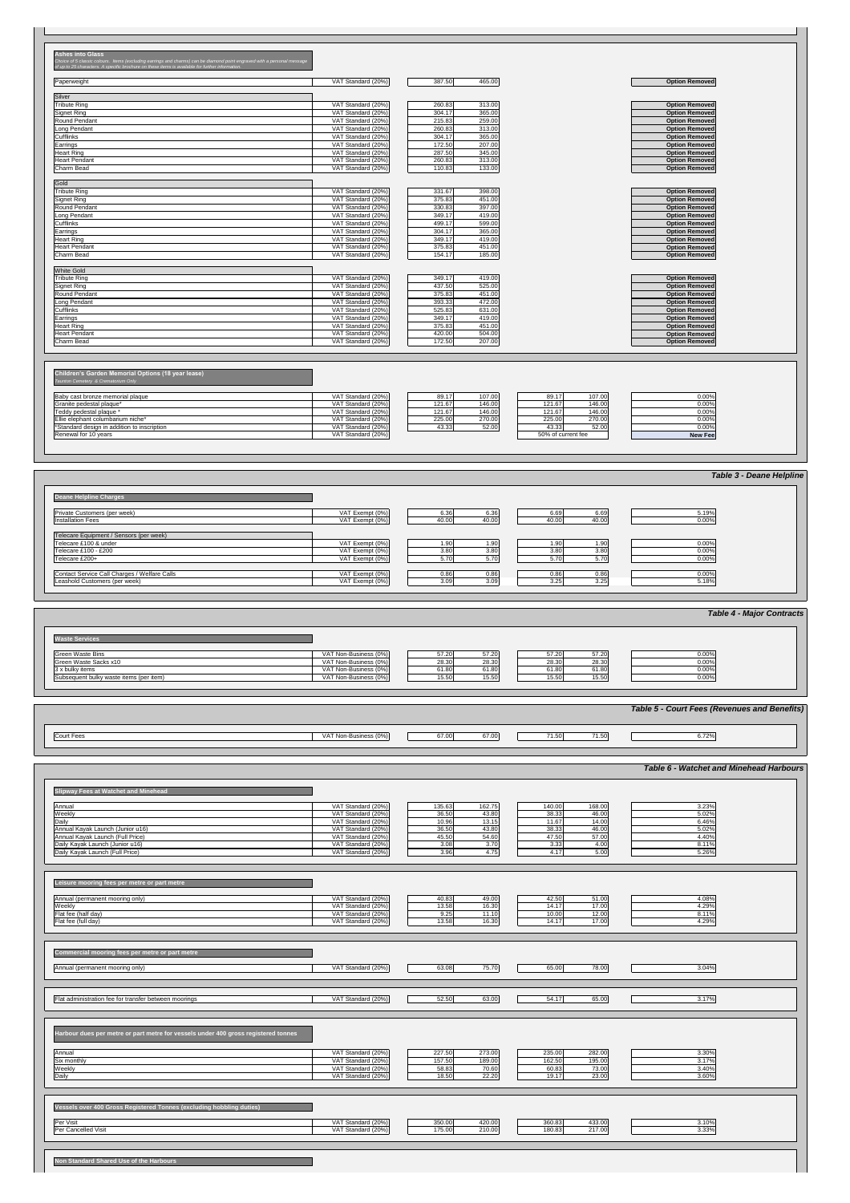### Ashes into Glass

*Choice of 5 classic colours. Items (excluding earrings and charms) can be diamond point engraved with a personal message of up to 25 characters. A specific brochure on these items is available for further information.*

| | | | | | | |
|---|---|---|---|---|---|---|
| Paperweight | VAT Standard (20%) | 387.50 | 465.00 | | | Option Removed |
| **Silver** | | | | | | |
| Tribute Ring | VAT Standard (20%) | 260.83 | 313.00 | | | Option Removed |
| Signet Ring | VAT Standard (20%) | 304.17 | 365.00 | | | Option Removed |
| Round Pendant | VAT Standard (20%) | 215.83 | 259.00 | | | Option Removed |
| Long Pendant | VAT Standard (20%) | 260.83 | 313.00 | | | Option Removed |
| Cufflinks | VAT Standard (20%) | 304.17 | 365.00 | | | Option Removed |
| Earrings | VAT Standard (20%) | 172.50 | 207.00 | | | Option Removed |
| Heart Ring | VAT Standard (20%) | 287.50 | 345.00 | | | Option Removed |
| Heart Pendant | VAT Standard (20%) | 260.83 | 313.00 | | | Option Removed |
| Charm Bead | VAT Standard (20%) | 110.83 | 133.00 | | | Option Removed |
| **Gold** | | | | | | |
| Tribute Ring | VAT Standard (20%) | 331.67 | 398.00 | | | Option Removed |
| Signet Ring | VAT Standard (20%) | 375.83 | 451.00 | | | Option Removed |
| Round Pendant | VAT Standard (20%) | 330.83 | 397.00 | | | Option Removed |
| Long Pendant | VAT Standard (20%) | 349.17 | 419.00 | | | Option Removed |
| Cufflinks | VAT Standard (20%) | 499.17 | 599.00 | | | Option Removed |
| Earrings | VAT Standard (20%) | 304.17 | 365.00 | | | Option Removed |
| Heart Ring | VAT Standard (20%) | 349.17 | 419.00 | | | Option Removed |
| Heart Pendant | VAT Standard (20%) | 375.83 | 451.00 | | | Option Removed |
| Charm Bead | VAT Standard (20%) | 154.17 | 185.00 | | | Option Removed |
| **White Gold** | | | | | | |
| Tribute Ring | VAT Standard (20%) | 349.17 | 419.00 | | | Option Removed |
| Signet Ring | VAT Standard (20%) | 437.50 | 525.00 | | | Option Removed |
| Round Pendant | VAT Standard (20%) | 375.83 | 451.00 | | | Option Removed |
| Long Pendant | VAT Standard (20%) | 393.33 | 472.00 | | | Option Removed |
| Cufflinks | VAT Standard (20%) | 525.83 | 631.00 | | | Option Removed |
| Earrings | VAT Standard (20%) | 349.17 | 419.00 | | | Option Removed |
| Heart Ring | VAT Standard (20%) | 375.83 | 451.00 | | | Option Removed |
| Heart Pendant | VAT Standard (20%) | 420.00 | 504.00 | | | Option Removed |
| Charm Bead | VAT Standard (20%) | 172.50 | 207.00 | | | Option Removed |

### Children's Garden Memorial Options (18 year lease)

*Taunton Cemetery & Crematorium Only*

| | | | | | | |
|---|---|---|---|---|---|---|
| Baby cast bronze memorial plaque | VAT Standard (20%) | 89.17 | 107.00 | 89.17 | 107.00 | 0.00% |
| Granite pedestal plaque* | VAT Standard (20%) | 121.67 | 146.00 | 121.67 | 146.00 | 0.00% |
| Teddy pedestal plaque * | VAT Standard (20%) | 121.67 | 146.00 | 121.67 | 146.00 | 0.00% |
| Ellie elephant columbarium niche* | VAT Standard (20%) | 225.00 | 270.00 | 225.00 | 270.00 | 0.00% |
| *Standard design in addition to inscription | VAT Standard (20%) | 43.33 | 52.00 | 43.33 | 52.00 | 0.00% |
| Renewal for 10 years | VAT Standard (20%) | | | 50% of current fee | | New Fee |

## Table 3 - Deane Helpline

### Deane Helpline Charges

| | | | | | | |
|---|---|---|---|---|---|---|
| Private Customers (per week) | VAT Exempt (0%) | 6.36 | 6.36 | 6.69 | 6.69 | 5.19% |
| Installation Fees | VAT Exempt (0%) | 40.00 | 40.00 | 40.00 | 40.00 | 0.00% |
| Telecare Equipment / Sensors (per week) | | | | | | |
| Telecare £100 & under | VAT Exempt (0%) | 1.90 | 1.90 | 1.90 | 1.90 | 0.00% |
| Telecare £100 - £200 | VAT Exempt (0%) | 3.80 | 3.80 | 3.80 | 3.80 | 0.00% |
| Telecare £200+ | VAT Exempt (0%) | 5.70 | 5.70 | 5.70 | 5.70 | 0.00% |
| Contact Service Call Charges / Welfare Calls | VAT Exempt (0%) | 0.86 | 0.86 | 0.86 | 0.86 | 0.00% |
| Leasehold Customers (per week) | VAT Exempt (0%) | 3.09 | 3.09 | 3.25 | 3.25 | 5.18% |

## Table 4 - Major Contracts

### Waste Services

| | | | | | | |
|---|---|---|---|---|---|---|
| Green Waste Bins | VAT Non-Business (0%) | 57.20 | 57.20 | 57.20 | 57.20 | 0.00% |
| Green Waste Sacks x10 | VAT Non-Business (0%) | 28.30 | 28.30 | 28.30 | 28.30 | 0.00% |
| 3 x bulky items | VAT Non-Business (0%) | 61.80 | 61.80 | 61.80 | 61.80 | 0.00% |
| Subsequent bulky waste items (per item) | VAT Non-Business (0%) | 15.50 | 15.50 | 15.50 | 15.50 | 0.00% |

## Table 5 - Court Fees (Revenues and Benefits)

| | | | | | | |
|---|---|---|---|---|---|---|
| Court Fees | VAT Non-Business (0%) | 67.00 | 67.00 | 71.50 | 71.50 | 6.72% |

## Table 6 - Watchet and Minehead Harbours

### Slipway Fees at Watchet and Minehead

| | | | | | | |
|---|---|---|---|---|---|---|
| Annual | VAT Standard (20%) | 135.63 | 162.75 | 140.00 | 168.00 | 3.23% |
| Weekly | VAT Standard (20%) | 36.50 | 43.80 | 38.33 | 46.00 | 5.02% |
| Daily | VAT Standard (20%) | 10.96 | 13.15 | 11.67 | 14.00 | 6.46% |
| Annual Kayak Launch (Junior u16) | VAT Standard (20%) | 36.50 | 43.80 | 38.33 | 46.00 | 5.02% |
| Annual Kayak Launch (Full Price) | VAT Standard (20%) | 45.50 | 54.60 | 47.50 | 57.00 | 4.40% |
| Daily Kayak Launch (Junior u16) | VAT Standard (20%) | 3.08 | 3.70 | 3.33 | 4.00 | 8.11% |
| Daily Kayak Launch (Full Price) | VAT Standard (20%) | 3.96 | 4.75 | 4.17 | 5.00 | 5.26% |

### Leisure mooring fees per metre or part metre

| | | | | | | |
|---|---|---|---|---|---|---|
| Annual (permanent mooring only) | VAT Standard (20%) | 40.83 | 49.00 | 42.50 | 51.00 | 4.08% |
| Weekly | VAT Standard (20%) | 13.58 | 16.30 | 14.17 | 17.00 | 4.29% |
| Flat fee (half day) | VAT Standard (20%) | 9.25 | 11.10 | 10.00 | 12.00 | 8.11% |
| Flat fee (full day) | VAT Standard (20%) | 13.58 | 16.30 | 14.17 | 17.00 | 4.29% |

### Commercial mooring fees per metre or part metre

| | | | | | | |
|---|---|---|---|---|---|---|
| Annual (permanent mooring only) | VAT Standard (20%) | 63.08 | 75.70 | 65.00 | 78.00 | 3.04% |

| | | | | | | |
|---|---|---|---|---|---|---|
| Flat administration fee for transfer between moorings | VAT Standard (20%) | 52.50 | 63.00 | 54.17 | 65.00 | 3.17% |

### Harbour dues per metre or part metre for vessels under 400 gross registered tonnes

| | | | | | | |
|---|---|---|---|---|---|---|
| Annual | VAT Standard (20%) | 227.50 | 273.00 | 235.00 | 282.00 | 3.30% |
| Six monthly | VAT Standard (20%) | 157.50 | 189.00 | 162.50 | 195.00 | 3.17% |
| Weekly | VAT Standard (20%) | 58.83 | 70.60 | 60.83 | 73.00 | 3.40% |
| Daily | VAT Standard (20%) | 18.50 | 22.20 | 19.17 | 23.00 | 3.60% |

### Vessels over 400 Gross Registered Tonnes (excluding hobbling duties)

| | | | | | | |
|---|---|---|---|---|---|---|
| Per Visit | VAT Standard (20%) | 350.00 | 420.00 | 360.83 | 433.00 | 3.10% |
| Per Cancelled Visit | VAT Standard (20%) | 175.00 | 210.00 | 180.83 | 217.00 | 3.33% |

### Non Standard Shared Use of the Harbours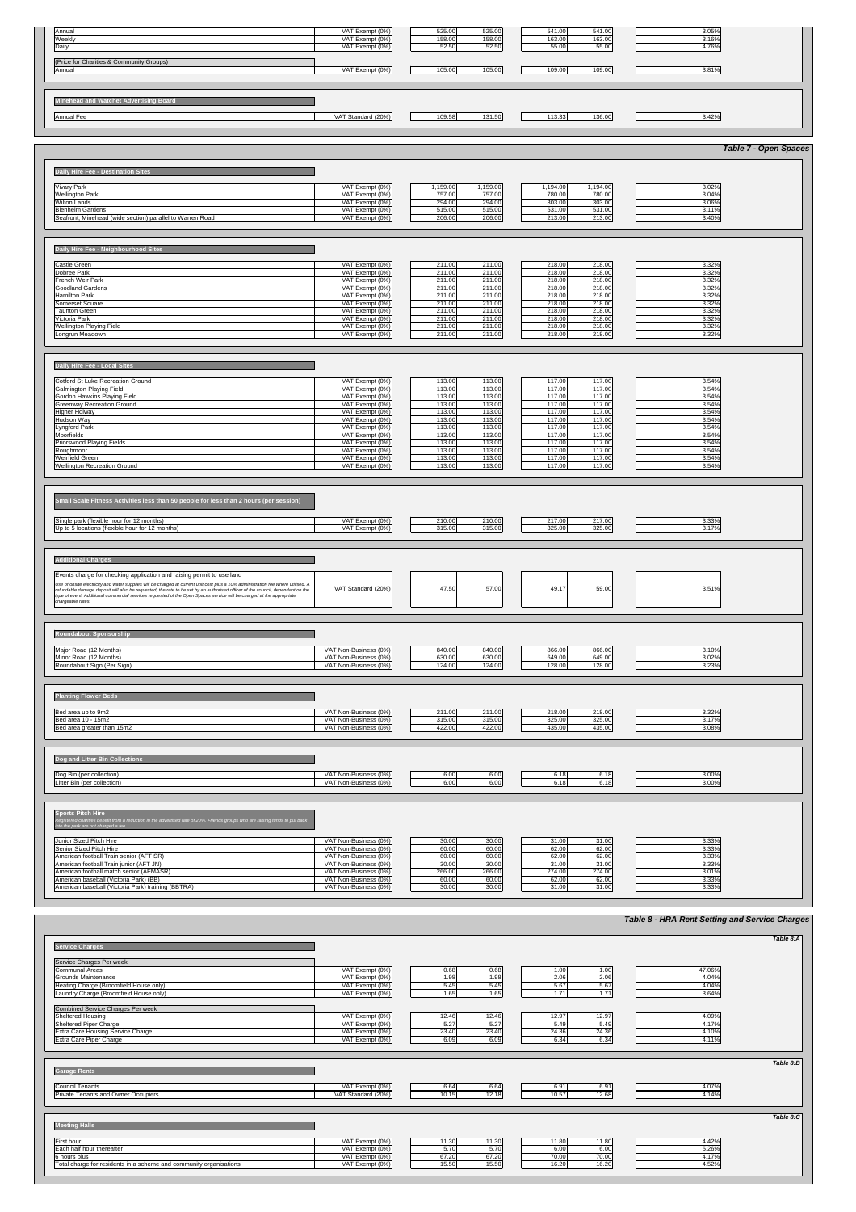| | | | | | | |
|---|---|---|---|---|---|---|
| Annual | VAT Exempt (0%) | 525.00 | 525.00 | 541.00 | 541.00 | 3.05% |
| Weekly | VAT Exempt (0%) | 158.00 | 158.00 | 163.00 | 163.00 | 3.16% |
| Daily | VAT Exempt (0%) | 52.50 | 52.50 | 55.00 | 55.00 | 4.76% |
| (Price for Charities & Community Groups) | | | | | | |
| Annual | VAT Exempt (0%) | 105.00 | 105.00 | 109.00 | 109.00 | 3.81% |
| **Minehead and Watchet Advertising Board** | | | | | | |
| Annual Fee | VAT Standard (20%) | 109.58 | 131.50 | 113.33 | 136.00 | 3.42% |

## Table 7 - Open Spaces

| | | | | | | |
|---|---|---|---|---|---|---|
| **Daily Hire Fee - Destination Sites** | | | | | | |
| Vivary Park | VAT Exempt (0%) | 1,159.00 | 1,159.00 | 1,194.00 | 1,194.00 | 3.02% |
| Wellington Park | VAT Exempt (0%) | 757.00 | 757.00 | 780.00 | 780.00 | 3.04% |
| Wilton Lands | VAT Exempt (0%) | 294.00 | 294.00 | 303.00 | 303.00 | 3.06% |
| Blenheim Gardens | VAT Exempt (0%) | 515.00 | 515.00 | 531.00 | 531.00 | 3.11% |
| Seafront, Minehead (wide section) parallel to Warren Road | VAT Exempt (0%) | 206.00 | 206.00 | 213.00 | 213.00 | 3.40% |
| **Daily Hire Fee - Neighbourhood Sites** | | | | | | |
| Castle Green | VAT Exempt (0%) | 211.00 | 211.00 | 218.00 | 218.00 | 3.32% |
| Dobree Park | VAT Exempt (0%) | 211.00 | 211.00 | 218.00 | 218.00 | 3.32% |
| French Weir Park | VAT Exempt (0%) | 211.00 | 211.00 | 218.00 | 218.00 | 3.32% |
| Goodland Gardens | VAT Exempt (0%) | 211.00 | 211.00 | 218.00 | 218.00 | 3.32% |
| Hamilton Park | VAT Exempt (0%) | 211.00 | 211.00 | 218.00 | 218.00 | 3.32% |
| Somerset Square | VAT Exempt (0%) | 211.00 | 211.00 | 218.00 | 218.00 | 3.32% |
| Taunton Green | VAT Exempt (0%) | 211.00 | 211.00 | 218.00 | 218.00 | 3.32% |
| Victoria Park | VAT Exempt (0%) | 211.00 | 211.00 | 218.00 | 218.00 | 3.32% |
| Wellington Playing Field | VAT Exempt (0%) | 211.00 | 211.00 | 218.00 | 218.00 | 3.32% |
| Longrun Meadown | VAT Exempt (0%) | 211.00 | 211.00 | 218.00 | 218.00 | 3.32% |
| **Daily Hire Fee - Local Sites** | | | | | | |
| Cotford St Luke Recreation Ground | VAT Exempt (0%) | 113.00 | 113.00 | 117.00 | 117.00 | 3.54% |
| Galmington Playing Field | VAT Exempt (0%) | 113.00 | 113.00 | 117.00 | 117.00 | 3.54% |
| Gordon Hawkins Playing Field | VAT Exempt (0%) | 113.00 | 113.00 | 117.00 | 117.00 | 3.54% |
| Greenway Recreation Ground | VAT Exempt (0%) | 113.00 | 113.00 | 117.00 | 117.00 | 3.54% |
| Higher Holway | VAT Exempt (0%) | 113.00 | 113.00 | 117.00 | 117.00 | 3.54% |
| Hudson Way | VAT Exempt (0%) | 113.00 | 113.00 | 117.00 | 117.00 | 3.54% |
| Lyngford Park | VAT Exempt (0%) | 113.00 | 113.00 | 117.00 | 117.00 | 3.54% |
| Moorfields | VAT Exempt (0%) | 113.00 | 113.00 | 117.00 | 117.00 | 3.54% |
| Priorswood Playing Fields | VAT Exempt (0%) | 113.00 | 113.00 | 117.00 | 117.00 | 3.54% |
| Roughmoor | VAT Exempt (0%) | 113.00 | 113.00 | 117.00 | 117.00 | 3.54% |
| Weirfield Green | VAT Exempt (0%) | 113.00 | 113.00 | 117.00 | 117.00 | 3.54% |
| Wellington Recreation Ground | VAT Exempt (0%) | 113.00 | 113.00 | 117.00 | 117.00 | 3.54% |
| **Small Scale Fitness Activities less than 50 people for less than 2 hours (per session)** | | | | | | |
| Single park (flexible hour for 12 months) | VAT Exempt (0%) | 210.00 | 210.00 | 217.00 | 217.00 | 3.33% |
| Up to 5 locations (flexible hour for 12 months) | VAT Exempt (0%) | 315.00 | 315.00 | 325.00 | 325.00 | 3.17% |
| **Additional Charges** | | | | | | |
| Events charge for checking application and raising permit to use land<br>*Use of onsite electricity and water supplies will be charged at current unit cost plus a 10% administration fee where utilised. A refundable damage deposit will also be requested, the rate to be set by an authorised officer of the council, dependant on the type of event. Additional commercial services requested of the Open Spaces service will be charged at the appropriate chargeable rates.* | VAT Standard (20%) | 47.50 | 57.00 | 49.17 | 59.00 | 3.51% |
| **Roundabout Sponsorship** | | | | | | |
| Major Road (12 Months) | VAT Non-Business (0%) | 840.00 | 840.00 | 866.00 | 866.00 | 3.10% |
| Minor Road (12 Months) | VAT Non-Business (0%) | 630.00 | 630.00 | 649.00 | 649.00 | 3.02% |
| Roundabout Sign (Per Sign) | VAT Non-Business (0%) | 124.00 | 124.00 | 128.00 | 128.00 | 3.23% |
| **Planting Flower Beds** | | | | | | |
| Bed area up to 9m2 | VAT Non-Business (0%) | 211.00 | 211.00 | 218.00 | 218.00 | 3.32% |
| Bed area 10 - 15m2 | VAT Non-Business (0%) | 315.00 | 315.00 | 325.00 | 325.00 | 3.17% |
| Bed area greater than 15m2 | VAT Non-Business (0%) | 422.00 | 422.00 | 435.00 | 435.00 | 3.08% |
| **Dog and Litter Bin Collections** | | | | | | |
| Dog Bin (per collection) | VAT Non-Business (0%) | 6.00 | 6.00 | 6.18 | 6.18 | 3.00% |
| Litter Bin (per collection) | VAT Non-Business (0%) | 6.00 | 6.00 | 6.18 | 6.18 | 3.00% |
| **Sports Pitch Hire**<br>*Registered charities benefit from a reduction in the advertised rate of 20%. Friends groups who are raising funds to put back into the park are not charged a fee.* | | | | | | |
| Junior Sized Pitch Hire | VAT Non-Business (0%) | 30.00 | 30.00 | 31.00 | 31.00 | 3.33% |
| Senior Sized Pitch Hire | VAT Non-Business (0%) | 60.00 | 60.00 | 62.00 | 62.00 | 3.33% |
| American football Train senior (AFT SR) | VAT Non-Business (0%) | 60.00 | 60.00 | 62.00 | 62.00 | 3.33% |
| American football Train junior (AFT JN) | VAT Non-Business (0%) | 30.00 | 30.00 | 31.00 | 31.00 | 3.33% |
| American football match senior (AFMASR) | VAT Non-Business (0%) | 266.00 | 266.00 | 274.00 | 274.00 | 3.01% |
| American baseball (Victoria Park) (BB) | VAT Non-Business (0%) | 60.00 | 60.00 | 62.00 | 62.00 | 3.33% |
| American baseball (Victoria Park) training (BBTRA) | VAT Non-Business (0%) | 30.00 | 30.00 | 31.00 | 31.00 | 3.33% |

## Table 8 - HRA Rent Setting and Service Charges

### Table 8:A

| | | | | | | |
|---|---|---|---|---|---|---|
| **Service Charges** | | | | | | |
| Service Charges Per week | | | | | | |
| Communal Areas | VAT Exempt (0%) | 0.68 | 0.68 | 1.00 | 1.00 | 47.06% |
| Grounds Maintenance | VAT Exempt (0%) | 1.98 | 1.98 | 2.06 | 2.06 | 4.04% |
| Heating Charge (Broomfield House only) | VAT Exempt (0%) | 5.45 | 5.45 | 5.67 | 5.67 | 4.04% |
| Laundry Charge (Broomfield House only) | VAT Exempt (0%) | 1.65 | 1.65 | 1.71 | 1.71 | 3.64% |
| Combined Service Charges Per week | | | | | | |
| Sheltered Housing | VAT Exempt (0%) | 12.46 | 12.46 | 12.97 | 12.97 | 4.09% |
| Sheltered Piper Charge | VAT Exempt (0%) | 5.27 | 5.27 | 5.49 | 5.49 | 4.17% |
| Extra Care Housing Service Charge | VAT Exempt (0%) | 23.40 | 23.40 | 24.36 | 24.36 | 4.10% |
| Extra Care Piper Charge | VAT Exempt (0%) | 6.09 | 6.09 | 6.34 | 6.34 | 4.11% |

### Table 8:B

| | | | | | | |
|---|---|---|---|---|---|---|
| **Garage Rents** | | | | | | |
| Council Tenants | VAT Exempt (0%) | 6.64 | 6.64 | 6.91 | 6.91 | 4.07% |
| Private Tenants and Owner Occupiers | VAT Standard (20%) | 10.15 | 12.18 | 10.57 | 12.68 | 4.14% |

### Table 8:C

| | | | | | | |
|---|---|---|---|---|---|---|
| **Meeting Halls** | | | | | | |
| First hour | VAT Exempt (0%) | 11.30 | 11.30 | 11.80 | 11.80 | 4.42% |
| Each half hour thereafter | VAT Exempt (0%) | 5.70 | 5.70 | 6.00 | 6.00 | 5.26% |
| 6 hours plus | VAT Exempt (0%) | 67.20 | 67.20 | 70.00 | 70.00 | 4.17% |
| Total charge for residents in a scheme and community organisations | VAT Exempt (0%) | 15.50 | 15.50 | 16.20 | 16.20 | 4.52% |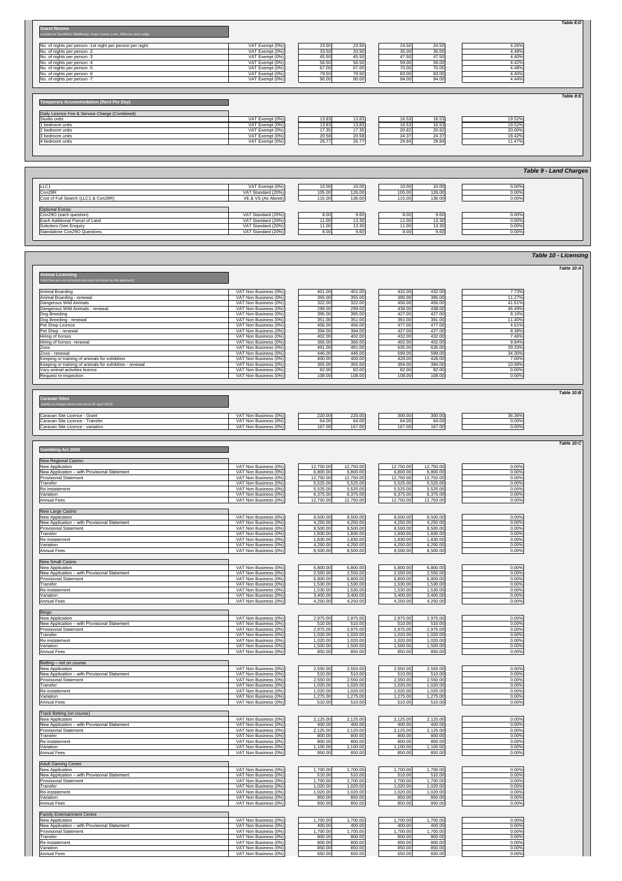*Table 8:D*

**Guest Rooms**

*Located at Taunfield, Middlesay, Hope Corner Lane, Kilkenny and Lodge*

| | | | | | | |
|---|---|---|---|---|---|---|
| No. of nights per person -1st night per person per night | VAT Exempt (0%) | 23.50 | 23.50 | 24.50 | 24.50 | 4.26% |
| No. of nights per person -2 | VAT Exempt (0%) | 33.50 | 33.50 | 35.00 | 35.00 | 4.48% |
| No. of nights per person -3 | VAT Exempt (0%) | 45.50 | 45.50 | 47.50 | 47.50 | 4.40% |
| No. of nights per person -4 | VAT Exempt (0%) | 56.50 | 56.50 | 59.00 | 59.00 | 4.42% |
| No. of nights per person -5 | VAT Exempt (0%) | 67.00 | 67.00 | 70.00 | 70.00 | 4.48% |
| No. of nights per person -6 | VAT Exempt (0%) | 79.50 | 79.50 | 83.00 | 83.00 | 4.40% |
| No. of nights per person -7 | VAT Exempt (0%) | 90.00 | 90.00 | 94.00 | 94.00 | 4.44% |

*Table 8:E*

**Temporary Accommodation (Rent Per Day)**

| | | | | | | |
|---|---|---|---|---|---|---|
| Daily Licence Fee & Service Charge (Combined) | | | | | | |
| Studio units | VAT Exempt (0%) | 13.83 | 13.83 | 16.53 | 16.53 | 19.52% |
| 1 bedroom units | VAT Exempt (0%) | 13.83 | 13.83 | 16.53 | 16.53 | 19.52% |
| 2 bedroom units | VAT Exempt (0%) | 17.35 | 17.35 | 20.82 | 20.82 | 20.00% |
| 3 bedroom units | VAT Exempt (0%) | 20.58 | 20.58 | 24.37 | 24.37 | 18.42% |
| 4 bedroom units | VAT Exempt (0%) | 26.77 | 26.77 | 29.84 | 29.84 | 11.47% |

## Table 9 - Land Charges

| | | | | | | |
|---|---|---|---|---|---|---|
| LLC1 | VAT Exempt (0%) | 10.00 | 10.00 | 10.00 | 10.00 | 0.00% |
| Con29R | VAT Standard (20%) | 105.00 | 126.00 | 105.00 | 126.00 | 0.00% |
| Cost of Full Search (LLC1 & Con29R) | VE & VS (As Above) | 115.00 | 136.00 | 115.00 | 136.00 | 0.00% |
| Optional Extras: | | | | | | |
| Con29O (each question) | VAT Standard (20%) | 8.00 | 9.60 | 8.00 | 9.60 | 0.00% |
| Each Additional Parcel of Land | VAT Standard (20%) | 11.00 | 13.30 | 11.00 | 13.30 | 0.00% |
| Solicitors Own Enquiry | VAT Standard (20%) | 11.00 | 13.30 | 11.00 | 13.30 | 0.00% |
| Standalone Con29O Questions | VAT Standard (20%) | 8.00 | 9.60 | 8.00 | 9.60 | 0.00% |

## Table 10 - Licensing

*Table 10:A*

**Animal Licensing**

*(Vets fees are not included and must be borne by the applicant)*

| | | | | | | |
|---|---|---|---|---|---|---|
| Animal Boarding | VAT Non Business (0%) | 401.00 | 401.00 | 432.00 | 432.00 | 7.73% |
| Animal Boarding - renewal | VAT Non Business (0%) | 355.00 | 355.00 | 395.00 | 395.00 | 11.27% |
| Dangerous Wild Animals | VAT Non Business (0%) | 322.00 | 322.00 | 456.00 | 456.00 | 41.61% |
| Dangerous Wild Animals - renewal | VAT Non Business (0%) | 299.00 | 299.00 | 438.00 | 438.00 | 46.49% |
| Dog Breeding | VAT Non Business (0%) | 395.00 | 395.00 | 427.00 | 427.00 | 8.10% |
| Dog Breeding - renewal | VAT Non Business (0%) | 351.00 | 351.00 | 391.00 | 391.00 | 11.40% |
| Pet Shop Licence | VAT Non Business (0%) | 456.00 | 456.00 | 477.00 | 477.00 | 4.61% |
| Pet Shop - renewal | VAT Non Business (0%) | 394.00 | 394.00 | 427.00 | 427.00 | 8.38% |
| Hiring of horses | VAT Non Business (0%) | 402.00 | 402.00 | 432.00 | 432.00 | 7.46% |
| Hiring of horses -renewal | VAT Non Business (0%) | 366.00 | 366.00 | 402.00 | 402.00 | 9.84% |
| Zoos | VAT Non Business (0%) | 491.00 | 491.00 | 635.00 | 635.00 | 29.33% |
| Zoos - renewal | VAT Non Business (0%) | 446.00 | 446.00 | 599.00 | 599.00 | 34.30% |
| Keeping or training of animals for exhibition | VAT Non Business (0%) | 400.00 | 400.00 | 428.00 | 428.00 | 7.00% |
| Keeping or training of animals for exhibition - renewal | VAT Non Business (0%) | 355.00 | 355.00 | 394.00 | 394.00 | 10.99% |
| Vary animal activities licence | VAT Non Business (0%) | 82.00 | 82.00 | 82.00 | 82.00 | 0.00% |
| Request re-inspection | VAT Non Business (0%) | 108.00 | 108.00 | 108.00 | 108.00 | 0.00% |

*Table 10:B*

**Caravan Sites**

*(ability to charge comes into force 01 April 2014)*

| | | | | | | |
|---|---|---|---|---|---|---|
| Caravan Site Licence - Grant | VAT Non Business (0%) | 220.00 | 220.00 | 300.00 | 300.00 | 36.36% |
| Caravan Site Licence - Transfer | VAT Non Business (0%) | 64.00 | 64.00 | 64.00 | 64.00 | 0.00% |
| Caravan Site Licence - variation | VAT Non Business (0%) | 167.00 | 167.00 | 167.00 | 167.00 | 0.00% |

*Table 10:C*

**Gambling Act 2005**

| | | | | | | |
|---|---|---|---|---|---|---|
| New Regional Casino: | | | | | | |
| New Application | VAT Non Business (0%) | 12,750.00 | 12,750.00 | 12,750.00 | 12,750.00 | 0.00% |
| New Application – with Provisional Statement | VAT Non Business (0%) | 6,800.00 | 6,800.00 | 6,800.00 | 6,800.00 | 0.00% |
| Provisional Statement | VAT Non Business (0%) | 12,750.00 | 12,750.00 | 12,750.00 | 12,750.00 | 0.00% |
| Transfer | VAT Non Business (0%) | 5,525.00 | 5,525.00 | 5,525.00 | 5,525.00 | 0.00% |
| Re-instatement | VAT Non Business (0%) | 5,525.00 | 5,525.00 | 5,525.00 | 5,525.00 | 0.00% |
| Variation | VAT Non Business (0%) | 6,375.00 | 6,375.00 | 6,375.00 | 6,375.00 | 0.00% |
| Annual Fees | VAT Non Business (0%) | 12,750.00 | 12,750.00 | 12,750.00 | 12,750.00 | 0.00% |
| New Large Casino | | | | | | |
| New Application | VAT Non Business (0%) | 8,500.00 | 8,500.00 | 8,500.00 | 8,500.00 | 0.00% |
| New Application – with Provisional Statement | VAT Non Business (0%) | 4,250.00 | 4,250.00 | 4,250.00 | 4,250.00 | 0.00% |
| Provisional Statement | VAT Non Business (0%) | 8,500.00 | 8,500.00 | 8,500.00 | 8,500.00 | 0.00% |
| Transfer | VAT Non Business (0%) | 1,830.00 | 1,830.00 | 1,830.00 | 1,830.00 | 0.00% |
| Re-instatement | VAT Non Business (0%) | 1,830.00 | 1,830.00 | 1,830.00 | 1,830.00 | 0.00% |
| Variation | VAT Non Business (0%) | 4,250.00 | 4,250.00 | 4,250.00 | 4,250.00 | 0.00% |
| Annual Fees | VAT Non Business (0%) | 8,500.00 | 8,500.00 | 8,500.00 | 8,500.00 | 0.00% |
| New Small Casino | | | | | | |
| New Application | VAT Non Business (0%) | 6,800.00 | 6,800.00 | 6,800.00 | 6,800.00 | 0.00% |
| New Application – with Provisional Statement | VAT Non Business (0%) | 2,550.00 | 2,550.00 | 2,550.00 | 2,550.00 | 0.00% |
| Provisional Statement | VAT Non Business (0%) | 6,800.00 | 6,800.00 | 6,800.00 | 6,800.00 | 0.00% |
| Transfer | VAT Non Business (0%) | 1,530.00 | 1,530.00 | 1,530.00 | 1,530.00 | 0.00% |
| Re-instatement | VAT Non Business (0%) | 1,530.00 | 1,530.00 | 1,530.00 | 1,530.00 | 0.00% |
| Variation | VAT Non Business (0%) | 3,400.00 | 3,400.00 | 3,400.00 | 3,400.00 | 0.00% |
| Annual Fees | VAT Non Business (0%) | 4,250.00 | 4,250.00 | 4,250.00 | 4,250.00 | 0.00% |
| Bingo | | | | | | |
| New Application | VAT Non Business (0%) | 2,975.00 | 2,975.00 | 2,975.00 | 2,975.00 | 0.00% |
| New Application – with Provisional Statement | VAT Non Business (0%) | 510.00 | 510.00 | 510.00 | 510.00 | 0.00% |
| Provisional Statement | VAT Non Business (0%) | 2,975.00 | 2,975.00 | 2,975.00 | 2,975.00 | 0.00% |
| Transfer | VAT Non Business (0%) | 1,020.00 | 1,020.00 | 1,020.00 | 1,020.00 | 0.00% |
| Re-instatement | VAT Non Business (0%) | 1,020.00 | 1,020.00 | 1,020.00 | 1,020.00 | 0.00% |
| Variation | VAT Non Business (0%) | 1,500.00 | 1,500.00 | 1,500.00 | 1,500.00 | 0.00% |
| Annual Fees | VAT Non Business (0%) | 850.00 | 850.00 | 850.00 | 850.00 | 0.00% |
| Betting – not on course | | | | | | |
| New Application | VAT Non Business (0%) | 2,550.00 | 2,550.00 | 2,550.00 | 2,550.00 | 0.00% |
| New Application – with Provisional Statement | VAT Non Business (0%) | 510.00 | 510.00 | 510.00 | 510.00 | 0.00% |
| Provisional Statement | VAT Non Business (0%) | 2,550.00 | 2,550.00 | 2,550.00 | 2,550.00 | 0.00% |
| Transfer | VAT Non Business (0%) | 1,020.00 | 1,020.00 | 1,020.00 | 1,020.00 | 0.00% |
| Re-instatement | VAT Non Business (0%) | 1,020.00 | 1,020.00 | 1,020.00 | 1,020.00 | 0.00% |
| Variation | VAT Non Business (0%) | 1,275.00 | 1,275.00 | 1,275.00 | 1,275.00 | 0.00% |
| Annual Fees | VAT Non Business (0%) | 510.00 | 510.00 | 510.00 | 510.00 | 0.00% |
| Track Betting (on course) | | | | | | |
| New Application | VAT Non Business (0%) | 2,125.00 | 2,125.00 | 2,125.00 | 2,125.00 | 0.00% |
| New Application – with Provisional Statement | VAT Non Business (0%) | 400.00 | 400.00 | 400.00 | 400.00 | 0.00% |
| Provisional Statement | VAT Non Business (0%) | 2,125.00 | 2,125.00 | 2,125.00 | 2,125.00 | 0.00% |
| Transfer | VAT Non Business (0%) | 800.00 | 800.00 | 800.00 | 800.00 | 0.00% |
| Re-instatement | VAT Non Business (0%) | 800.00 | 800.00 | 800.00 | 800.00 | 0.00% |
| Variation | VAT Non Business (0%) | 1,100.00 | 1,100.00 | 1,100.00 | 1,100.00 | 0.00% |
| Annual Fees | VAT Non Business (0%) | 850.00 | 850.00 | 850.00 | 850.00 | 0.00% |
| Adult Gaming Centre | | | | | | |
| New Application | VAT Non Business (0%) | 1,700.00 | 1,700.00 | 1,700.00 | 1,700.00 | 0.00% |
| New Application – with Provisional Statement | VAT Non Business (0%) | 510.00 | 510.00 | 510.00 | 510.00 | 0.00% |
| Provisional Statement | VAT Non Business (0%) | 1,700.00 | 1,700.00 | 1,700.00 | 1,700.00 | 0.00% |
| Transfer | VAT Non Business (0%) | 1,020.00 | 1,020.00 | 1,020.00 | 1,020.00 | 0.00% |
| Re-instatement | VAT Non Business (0%) | 1,020.00 | 1,020.00 | 1,020.00 | 1,020.00 | 0.00% |
| Variation | VAT Non Business (0%) | 850.00 | 850.00 | 850.00 | 850.00 | 0.00% |
| Annual Fees | VAT Non Business (0%) | 850.00 | 850.00 | 850.00 | 850.00 | 0.00% |
| Family Entertainment Centre | | | | | | |
| New Application | VAT Non Business (0%) | 1,700.00 | 1,700.00 | 1,700.00 | 1,700.00 | 0.00% |
| New Application – with Provisional Statement | VAT Non Business (0%) | 400.00 | 400.00 | 400.00 | 400.00 | 0.00% |
| Provisional Statement | VAT Non Business (0%) | 1,700.00 | 1,700.00 | 1,700.00 | 1,700.00 | 0.00% |
| Transfer | VAT Non Business (0%) | 800.00 | 800.00 | 800.00 | 800.00 | 0.00% |
| Re-instatement | VAT Non Business (0%) | 800.00 | 800.00 | 800.00 | 800.00 | 0.00% |
| Variation | VAT Non Business (0%) | 850.00 | 850.00 | 850.00 | 850.00 | 0.00% |
| Annual Fees | VAT Non Business (0%) | 650.00 | 650.00 | 650.00 | 650.00 | 0.00% |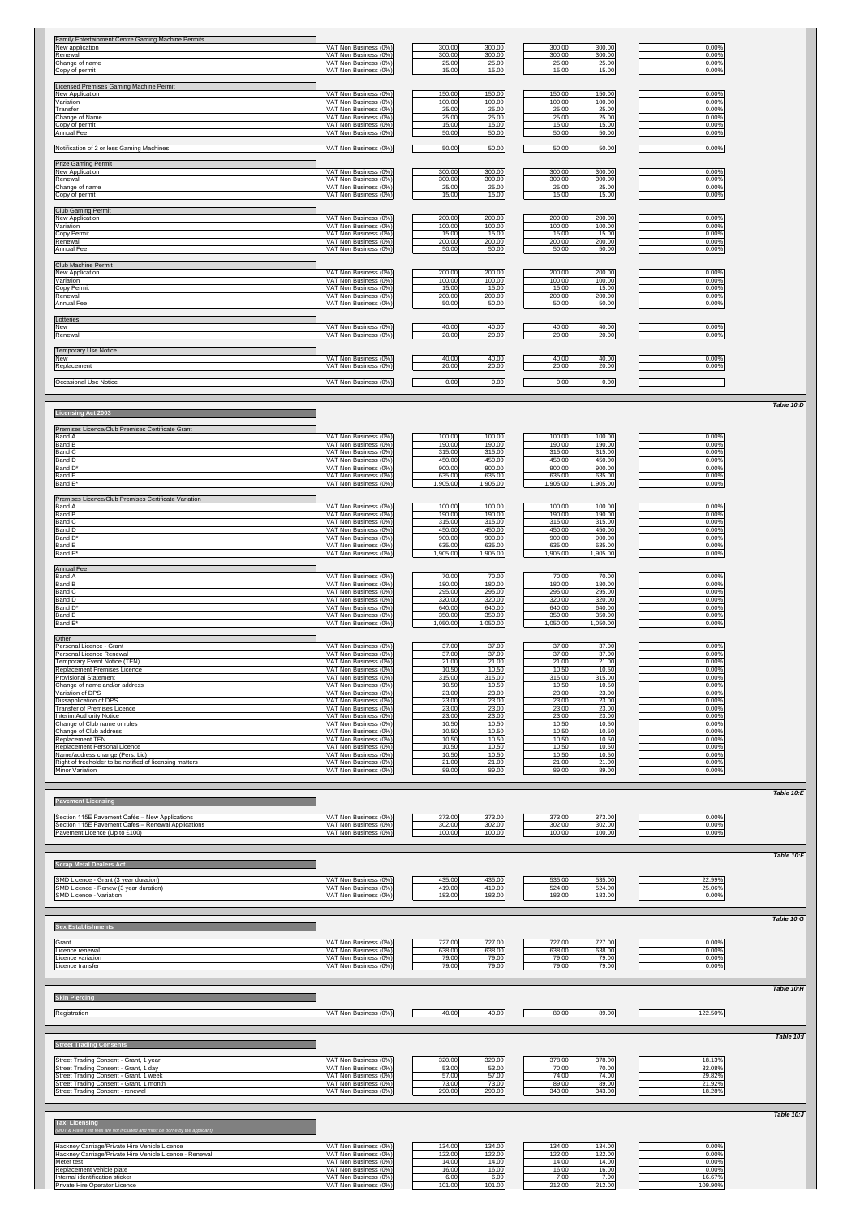| Family Entertainment Centre Gaming Machine Permits | | | | | | |
|---|---|---|---|---|---|---|
| New application | VAT Non Business (0%) | 300.00 | 300.00 | 300.00 | 300.00 | 0.00% |
| Renewal | VAT Non Business (0%) | 300.00 | 300.00 | 300.00 | 300.00 | 0.00% |
| Change of name | VAT Non Business (0%) | 25.00 | 25.00 | 25.00 | 25.00 | 0.00% |
| Copy of permit | VAT Non Business (0%) | 15.00 | 15.00 | 15.00 | 15.00 | 0.00% |
| **Licensed Premises Gaming Machine Permit** | | | | | | |
| New Application | VAT Non Business (0%) | 150.00 | 150.00 | 150.00 | 150.00 | 0.00% |
| Variation | VAT Non Business (0%) | 100.00 | 100.00 | 100.00 | 100.00 | 0.00% |
| Transfer | VAT Non Business (0%) | 25.00 | 25.00 | 25.00 | 25.00 | 0.00% |
| Change of Name | VAT Non Business (0%) | 25.00 | 25.00 | 25.00 | 25.00 | 0.00% |
| Copy of permit | VAT Non Business (0%) | 15.00 | 15.00 | 15.00 | 15.00 | 0.00% |
| Annual Fee | VAT Non Business (0%) | 50.00 | 50.00 | 50.00 | 50.00 | 0.00% |
| Notification of 2 or less Gaming Machines | VAT Non Business (0%) | 50.00 | 50.00 | 50.00 | 50.00 | 0.00% |
| **Prize Gaming Permit** | | | | | | |
| New Application | VAT Non Business (0%) | 300.00 | 300.00 | 300.00 | 300.00 | 0.00% |
| Renewal | VAT Non Business (0%) | 300.00 | 300.00 | 300.00 | 300.00 | 0.00% |
| Change of name | VAT Non Business (0%) | 25.00 | 25.00 | 25.00 | 25.00 | 0.00% |
| Copy of permit | VAT Non Business (0%) | 15.00 | 15.00 | 15.00 | 15.00 | 0.00% |
| **Club Gaming Permit** | | | | | | |
| New Application | VAT Non Business (0%) | 200.00 | 200.00 | 200.00 | 200.00 | 0.00% |
| Variation | VAT Non Business (0%) | 100.00 | 100.00 | 100.00 | 100.00 | 0.00% |
| Copy Permit | VAT Non Business (0%) | 15.00 | 15.00 | 15.00 | 15.00 | 0.00% |
| Renewal | VAT Non Business (0%) | 200.00 | 200.00 | 200.00 | 200.00 | 0.00% |
| Annual Fee | VAT Non Business (0%) | 50.00 | 50.00 | 50.00 | 50.00 | 0.00% |
| **Club Machine Permit** | | | | | | |
| New Application | VAT Non Business (0%) | 200.00 | 200.00 | 200.00 | 200.00 | 0.00% |
| Variation | VAT Non Business (0%) | 100.00 | 100.00 | 100.00 | 100.00 | 0.00% |
| Copy Permit | VAT Non Business (0%) | 15.00 | 15.00 | 15.00 | 15.00 | 0.00% |
| Renewal | VAT Non Business (0%) | 200.00 | 200.00 | 200.00 | 200.00 | 0.00% |
| Annual Fee | VAT Non Business (0%) | 50.00 | 50.00 | 50.00 | 50.00 | 0.00% |
| **Lotteries** | | | | | | |
| New | VAT Non Business (0%) | 40.00 | 40.00 | 40.00 | 40.00 | 0.00% |
| Renewal | VAT Non Business (0%) | 20.00 | 20.00 | 20.00 | 20.00 | 0.00% |
| **Temporary Use Notice** | | | | | | |
| New | VAT Non Business (0%) | 40.00 | 40.00 | 40.00 | 40.00 | 0.00% |
| Replacement | VAT Non Business (0%) | 20.00 | 20.00 | 20.00 | 20.00 | 0.00% |
| Occasional Use Notice | VAT Non Business (0%) | 0.00 | 0.00 | 0.00 | 0.00 | |

*Table 10:D*

## Licensing Act 2003

| Premises Licence/Club Premises Certificate Grant | | | | | | |
|---|---|---|---|---|---|---|
| Band A | VAT Non Business (0%) | 100.00 | 100.00 | 100.00 | 100.00 | 0.00% |
| Band B | VAT Non Business (0%) | 190.00 | 190.00 | 190.00 | 190.00 | 0.00% |
| Band C | VAT Non Business (0%) | 315.00 | 315.00 | 315.00 | 315.00 | 0.00% |
| Band D | VAT Non Business (0%) | 450.00 | 450.00 | 450.00 | 450.00 | 0.00% |
| Band D* | VAT Non Business (0%) | 900.00 | 900.00 | 900.00 | 900.00 | 0.00% |
| Band E | VAT Non Business (0%) | 635.00 | 635.00 | 635.00 | 635.00 | 0.00% |
| Band E* | VAT Non Business (0%) | 1,905.00 | 1,905.00 | 1,905.00 | 1,905.00 | 0.00% |
| **Premises Licence/Club Premises Certificate Variation** | | | | | | |
| Band A | VAT Non Business (0%) | 100.00 | 100.00 | 100.00 | 100.00 | 0.00% |
| Band B | VAT Non Business (0%) | 190.00 | 190.00 | 190.00 | 190.00 | 0.00% |
| Band C | VAT Non Business (0%) | 315.00 | 315.00 | 315.00 | 315.00 | 0.00% |
| Band D | VAT Non Business (0%) | 450.00 | 450.00 | 450.00 | 450.00 | 0.00% |
| Band D* | VAT Non Business (0%) | 900.00 | 900.00 | 900.00 | 900.00 | 0.00% |
| Band E | VAT Non Business (0%) | 635.00 | 635.00 | 635.00 | 635.00 | 0.00% |
| Band E* | VAT Non Business (0%) | 1,905.00 | 1,905.00 | 1,905.00 | 1,905.00 | 0.00% |
| **Annual Fee** | | | | | | |
| Band A | VAT Non Business (0%) | 70.00 | 70.00 | 70.00 | 70.00 | 0.00% |
| Band B | VAT Non Business (0%) | 180.00 | 180.00 | 180.00 | 180.00 | 0.00% |
| Band C | VAT Non Business (0%) | 295.00 | 295.00 | 295.00 | 295.00 | 0.00% |
| Band D | VAT Non Business (0%) | 320.00 | 320.00 | 320.00 | 320.00 | 0.00% |
| Band D* | VAT Non Business (0%) | 640.00 | 640.00 | 640.00 | 640.00 | 0.00% |
| Band E | VAT Non Business (0%) | 350.00 | 350.00 | 350.00 | 350.00 | 0.00% |
| Band E* | VAT Non Business (0%) | 1,050.00 | 1,050.00 | 1,050.00 | 1,050.00 | 0.00% |
| **Other** | | | | | | |
| Personal Licence - Grant | VAT Non Business (0%) | 37.00 | 37.00 | 37.00 | 37.00 | 0.00% |
| Personal Licence Renewal | VAT Non Business (0%) | 37.00 | 37.00 | 37.00 | 37.00 | 0.00% |
| Temporary Event Notice (TEN) | VAT Non Business (0%) | 21.00 | 21.00 | 21.00 | 21.00 | 0.00% |
| Replacement Premises Licence | VAT Non Business (0%) | 10.50 | 10.50 | 10.50 | 10.50 | 0.00% |
| Provisional Statement | VAT Non Business (0%) | 315.00 | 315.00 | 315.00 | 315.00 | 0.00% |
| Change of name and/or address | VAT Non Business (0%) | 10.50 | 10.50 | 10.50 | 10.50 | 0.00% |
| Variation of DPS | VAT Non Business (0%) | 23.00 | 23.00 | 23.00 | 23.00 | 0.00% |
| Dissapplication of DPS | VAT Non Business (0%) | 23.00 | 23.00 | 23.00 | 23.00 | 0.00% |
| Transfer of Premises Licence | VAT Non Business (0%) | 23.00 | 23.00 | 23.00 | 23.00 | 0.00% |
| Interim Authority Notice | VAT Non Business (0%) | 23.00 | 23.00 | 23.00 | 23.00 | 0.00% |
| Change of Club name or rules | VAT Non Business (0%) | 10.50 | 10.50 | 10.50 | 10.50 | 0.00% |
| Change of Club address | VAT Non Business (0%) | 10.50 | 10.50 | 10.50 | 10.50 | 0.00% |
| Replacement TEN | VAT Non Business (0%) | 10.50 | 10.50 | 10.50 | 10.50 | 0.00% |
| Replacement Personal Licence | VAT Non Business (0%) | 10.50 | 10.50 | 10.50 | 10.50 | 0.00% |
| Name/address change (Pers. Lic) | VAT Non Business (0%) | 10.50 | 10.50 | 10.50 | 10.50 | 0.00% |
| Right of freeholder to be notified of licensing matters | VAT Non Business (0%) | 21.00 | 21.00 | 21.00 | 21.00 | 0.00% |
| Minor Variation | VAT Non Business (0%) | 89.00 | 89.00 | 89.00 | 89.00 | 0.00% |

*Table 10:E*

## Pavement Licensing

| | | | | | | |
|---|---|---|---|---|---|---|
| Section 115E Pavement Cafés – New Applications | VAT Non Business (0%) | 373.00 | 373.00 | 373.00 | 373.00 | 0.00% |
| Section 115E Pavement Cafes – Renewal Applications | VAT Non Business (0%) | 302.00 | 302.00 | 302.00 | 302.00 | 0.00% |
| Pavement Licence (Up to £100) | VAT Non Business (0%) | 100.00 | 100.00 | 100.00 | 100.00 | 0.00% |

*Table 10:F*

## Scrap Metal Dealers Act

| | | | | | | |
|---|---|---|---|---|---|---|
| SMD Licence - Grant (3 year duration) | VAT Non Business (0%) | 435.00 | 435.00 | 535.00 | 535.00 | 22.99% |
| SMD Licence - Renew (3 year duration) | VAT Non Business (0%) | 419.00 | 419.00 | 524.00 | 524.00 | 25.06% |
| SMD Licence - Variation | VAT Non Business (0%) | 183.00 | 183.00 | 183.00 | 183.00 | 0.00% |

*Table 10:G*

## Sex Establishments

| | | | | | | |
|---|---|---|---|---|---|---|
| Grant | VAT Non Business (0%) | 727.00 | 727.00 | 727.00 | 727.00 | 0.00% |
| Licence renewal | VAT Non Business (0%) | 638.00 | 638.00 | 638.00 | 638.00 | 0.00% |
| Licence variation | VAT Non Business (0%) | 79.00 | 79.00 | 79.00 | 79.00 | 0.00% |
| Licence transfer | VAT Non Business (0%) | 79.00 | 79.00 | 79.00 | 79.00 | 0.00% |

*Table 10:H*

## Skin Piercing

| | | | | | | |
|---|---|---|---|---|---|---|
| Registration | VAT Non Business (0%) | 40.00 | 40.00 | 89.00 | 89.00 | 122.50% |

*Table 10:I*

## Street Trading Consents

| | | | | | | |
|---|---|---|---|---|---|---|
| Street Trading Consent - Grant, 1 year | VAT Non Business (0%) | 320.00 | 320.00 | 378.00 | 378.00 | 18.13% |
| Street Trading Consent - Grant, 1 day | VAT Non Business (0%) | 53.00 | 53.00 | 70.00 | 70.00 | 32.08% |
| Street Trading Consent - Grant, 1 week | VAT Non Business (0%) | 57.00 | 57.00 | 74.00 | 74.00 | 29.82% |
| Street Trading Consent - Grant, 1 month | VAT Non Business (0%) | 73.00 | 73.00 | 89.00 | 89.00 | 21.92% |
| Street Trading Consent - renewal | VAT Non Business (0%) | 290.00 | 290.00 | 343.00 | 343.00 | 18.28% |

*Table 10:J*

## Taxi Licensing

*(MOT & Plate Test fees are not included and must be borne by the applicant)*

| | | | | | | |
|---|---|---|---|---|---|---|
| Hackney Carriage/Private Hire Vehicle Licence | VAT Non Business (0%) | 134.00 | 134.00 | 134.00 | 134.00 | 0.00% |
| Hackney Carriage/Private Hire Vehicle Licence - Renewal | VAT Non Business (0%) | 122.00 | 122.00 | 122.00 | 122.00 | 0.00% |
| Meter test | VAT Non Business (0%) | 14.00 | 14.00 | 14.00 | 14.00 | 0.00% |
| Replacement vehicle plate | VAT Non Business (0%) | 16.00 | 16.00 | 16.00 | 16.00 | 0.00% |
| Internal identification sticker | VAT Non Business (0%) | 6.00 | 6.00 | 7.00 | 7.00 | 16.67% |
| Private Hire Operator Licence | VAT Non Business (0%) | 101.00 | 101.00 | 212.00 | 212.00 | 109.90% |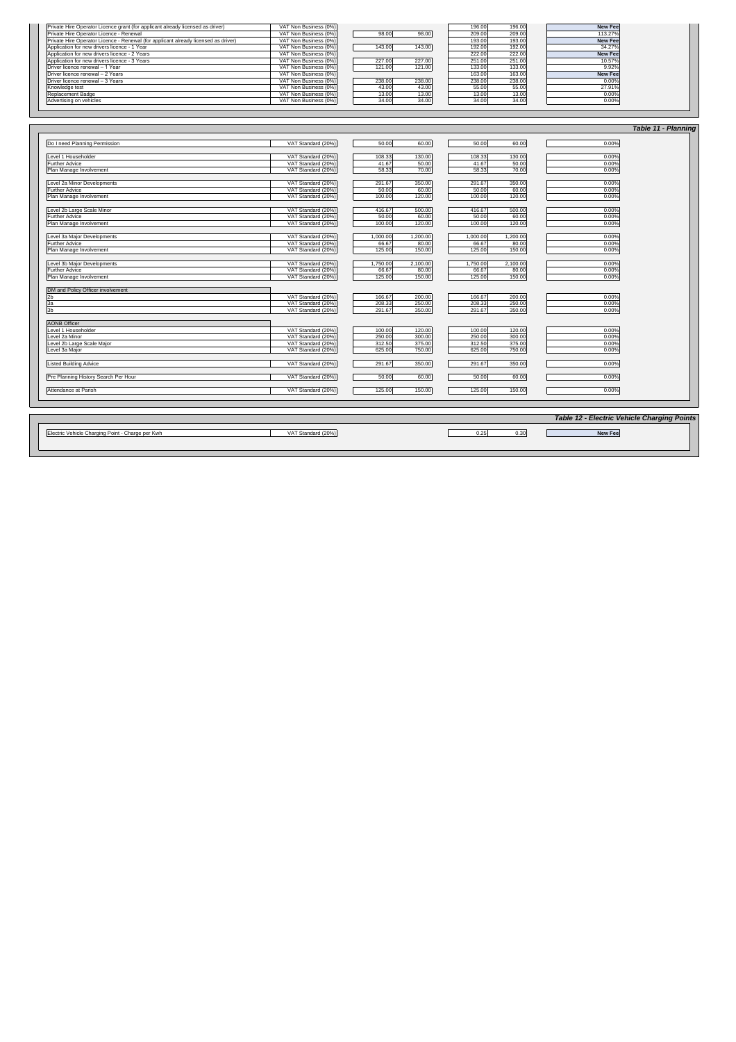| | | | | | | |
|---|---|---|---|---|---|---|
| Private Hire Operator Licence grant (for applicant already licensed as driver) | VAT Non Business (0%) | | | 196.00 | 196.00 | **New Fee** |
| Private Hire Operator Licence - Renewal | VAT Non Business (0%) | 98.00 | 98.00 | 209.00 | 209.00 | 113.27% |
| Private Hire Operator Licence - Renewal (for applicant already licensed as driver) | VAT Non Business (0%) | | | 193.00 | 193.00 | **New Fee** |
| Application for new drivers licence - 1 Year | VAT Non Business (0%) | 143.00 | 143.00 | 192.00 | 192.00 | 34.27% |
| Application for new drivers licence - 2 Years | VAT Non Business (0%) | | | 222.00 | 222.00 | **New Fee** |
| Application for new drivers licence - 3 Years | VAT Non Business (0%) | 227.00 | 227.00 | 251.00 | 251.00 | 10.57% |
| Driver licence renewal – 1 Year | VAT Non Business (0%) | 121.00 | 121.00 | 133.00 | 133.00 | 9.92% |
| Driver licence renewal – 2 Years | VAT Non Business (0%) | | | 163.00 | 163.00 | **New Fee** |
| Driver licence renewal – 3 Years | VAT Non Business (0%) | 238.00 | 238.00 | 238.00 | 238.00 | 0.00% |
| Knowledge test | VAT Non Business (0%) | 43.00 | 43.00 | 55.00 | 55.00 | 27.91% |
| Replacement Badge | VAT Non Business (0%) | 13.00 | 13.00 | 13.00 | 13.00 | 0.00% |
| Advertising on vehicles | VAT Non Business (0%) | 34.00 | 34.00 | 34.00 | 34.00 | 0.00% |

*Table 11 - Planning*

| | | | | | | |
|---|---|---|---|---|---|---|
| Do I need Planning Permission | VAT Standard (20%) | 50.00 | 60.00 | 50.00 | 60.00 | 0.00% |
| Level 1 Householder | VAT Standard (20%) | 108.33 | 130.00 | 108.33 | 130.00 | 0.00% |
| Further Advice | VAT Standard (20%) | 41.67 | 50.00 | 41.67 | 50.00 | 0.00% |
| Plan Manage Involvement | VAT Standard (20%) | 58.33 | 70.00 | 58.33 | 70.00 | 0.00% |
| Level 2a Minor Developments | VAT Standard (20%) | 291.67 | 350.00 | 291.67 | 350.00 | 0.00% |
| Further Advice | VAT Standard (20%) | 50.00 | 60.00 | 50.00 | 60.00 | 0.00% |
| Plan Manage Involvement | VAT Standard (20%) | 100.00 | 120.00 | 100.00 | 120.00 | 0.00% |
| Level 2b Large Scale Minor | VAT Standard (20%) | 416.67 | 500.00 | 416.67 | 500.00 | 0.00% |
| Further Advice | VAT Standard (20%) | 50.00 | 60.00 | 50.00 | 60.00 | 0.00% |
| Plan Manage Involvement | VAT Standard (20%) | 100.00 | 120.00 | 100.00 | 120.00 | 0.00% |
| Level 3a Major Developments | VAT Standard (20%) | 1,000.00 | 1,200.00 | 1,000.00 | 1,200.00 | 0.00% |
| Further Advice | VAT Standard (20%) | 66.67 | 80.00 | 66.67 | 80.00 | 0.00% |
| Plan Manage Involvement | VAT Standard (20%) | 125.00 | 150.00 | 125.00 | 150.00 | 0.00% |
| Level 3b Major Developments | VAT Standard (20%) | 1,750.00 | 2,100.00 | 1,750.00 | 2,100.00 | 0.00% |
| Further Advice | VAT Standard (20%) | 66.67 | 80.00 | 66.67 | 80.00 | 0.00% |
| Plan Manage Involvement | VAT Standard (20%) | 125.00 | 150.00 | 125.00 | 150.00 | 0.00% |
| DM and Policy Officer involvement | | | | | | |
| 2b | VAT Standard (20%) | 166.67 | 200.00 | 166.67 | 200.00 | 0.00% |
| 3a | VAT Standard (20%) | 208.33 | 250.00 | 208.33 | 250.00 | 0.00% |
| 3b | VAT Standard (20%) | 291.67 | 350.00 | 291.67 | 350.00 | 0.00% |
| AONB Officer | | | | | | |
| Level 1 Householder | VAT Standard (20%) | 100.00 | 120.00 | 100.00 | 120.00 | 0.00% |
| Level 2a Minor | VAT Standard (20%) | 250.00 | 300.00 | 250.00 | 300.00 | 0.00% |
| Level 2b Large Scale Major | VAT Standard (20%) | 312.50 | 375.00 | 312.50 | 375.00 | 0.00% |
| Level 3a Major | VAT Standard (20%) | 625.00 | 750.00 | 625.00 | 750.00 | 0.00% |
| Listed Building Advice | VAT Standard (20%) | 291.67 | 350.00 | 291.67 | 350.00 | 0.00% |
| Pre Planning History Search Per Hour | VAT Standard (20%) | 50.00 | 60.00 | 50.00 | 60.00 | 0.00% |
| Attendance at Parish | VAT Standard (20%) | 125.00 | 150.00 | 125.00 | 150.00 | 0.00% |

*Table 12 - Electric Vehicle Charging Points*

| | | | | | | |
|---|---|---|---|---|---|---|
| Electric Vehicle Charging Point - Charge per Kwh | VAT Standard (20%) | | | 0.25 | 0.30 | **New Fee** |